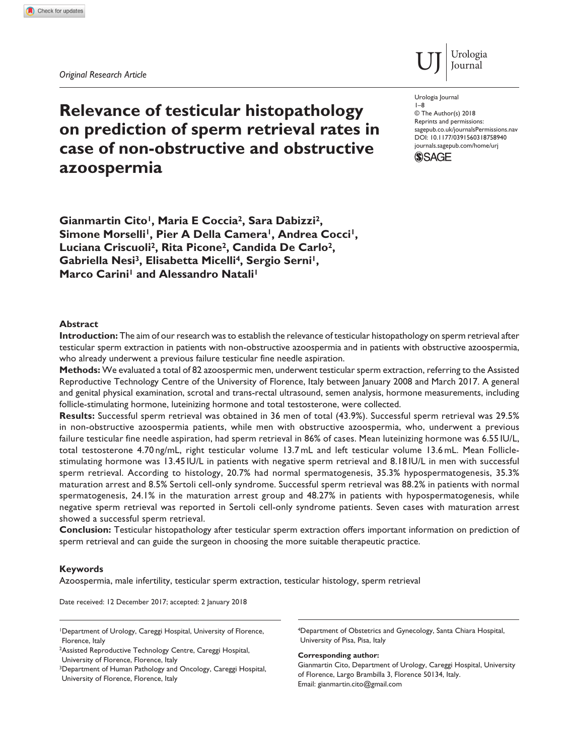*Original Research Article*

# Relevance of testicular histopathology on prediction of sperm retrieval rates in case of non-obstructive and obstructive azoospermia

Urologia Journal
1–8
© The Author(s) 2018
Reprints and permissions: sagepub.co.uk/journalsPermissions.nav
DOI: 10.1177/0391560318758940
journals.sagepub.com/home/urj

**Gianmartin Cito[1], Maria E Coccia[2], Sara Dabizzi[2], Simone Morselli[1], Pier A Della Camera[1], Andrea Cocci[1], Luciana Criscuoli[2], Rita Picone[2], Candida De Carlo[2], Gabriella Nesi[3], Elisabetta Micelli[4], Sergio Serni[1], Marco Carini[1] and Alessandro Natali[1]**

## Abstract

**Introduction:** The aim of our research was to establish the relevance of testicular histopathology on sperm retrieval after testicular sperm extraction in patients with non-obstructive azoospermia and in patients with obstructive azoospermia, who already underwent a previous failure testicular fine needle aspiration.

**Methods:** We evaluated a total of 82 azoospermic men, underwent testicular sperm extraction, referring to the Assisted Reproductive Technology Centre of the University of Florence, Italy between January 2008 and March 2017. A general and genital physical examination, scrotal and trans-rectal ultrasound, semen analysis, hormone measurements, including follicle-stimulating hormone, luteinizing hormone and total testosterone, were collected.

**Results:** Successful sperm retrieval was obtained in 36 men of total (43.9%). Successful sperm retrieval was 29.5% in non-obstructive azoospermia patients, while men with obstructive azoospermia, who, underwent a previous failure testicular fine needle aspiration, had sperm retrieval in 86% of cases. Mean luteinizing hormone was 6.55 IU/L, total testosterone 4.70 ng/mL, right testicular volume 13.7 mL and left testicular volume 13.6 mL. Mean Follicle-stimulating hormone was 13.45 IU/L in patients with negative sperm retrieval and 8.18 IU/L in men with successful sperm retrieval. According to histology, 20.7% had normal spermatogenesis, 35.3% hypospermatogenesis, 35.3% maturation arrest and 8.5% Sertoli cell-only syndrome. Successful sperm retrieval was 88.2% in patients with normal spermatogenesis, 24.1% in the maturation arrest group and 48.27% in patients with hypospermatogenesis, while negative sperm retrieval was reported in Sertoli cell-only syndrome patients. Seven cases with maturation arrest showed a successful sperm retrieval.

**Conclusion:** Testicular histopathology after testicular sperm extraction offers important information on prediction of sperm retrieval and can guide the surgeon in choosing the more suitable therapeutic practice.

### Keywords

Azoospermia, male infertility, testicular sperm extraction, testicular histology, sperm retrieval

Date received: 12 December 2017; accepted: 2 January 2018

[1]Department of Urology, Careggi Hospital, University of Florence, Florence, Italy
[2]Assisted Reproductive Technology Centre, Careggi Hospital, University of Florence, Florence, Italy
[3]Department of Human Pathology and Oncology, Careggi Hospital, University of Florence, Florence, Italy
[4]Department of Obstetrics and Gynecology, Santa Chiara Hospital, University of Pisa, Pisa, Italy

**Corresponding author:**
Gianmartin Cito, Department of Urology, Careggi Hospital, University of Florence, Largo Brambilla 3, Florence 50134, Italy.
Email: gianmartin.cito@gmail.com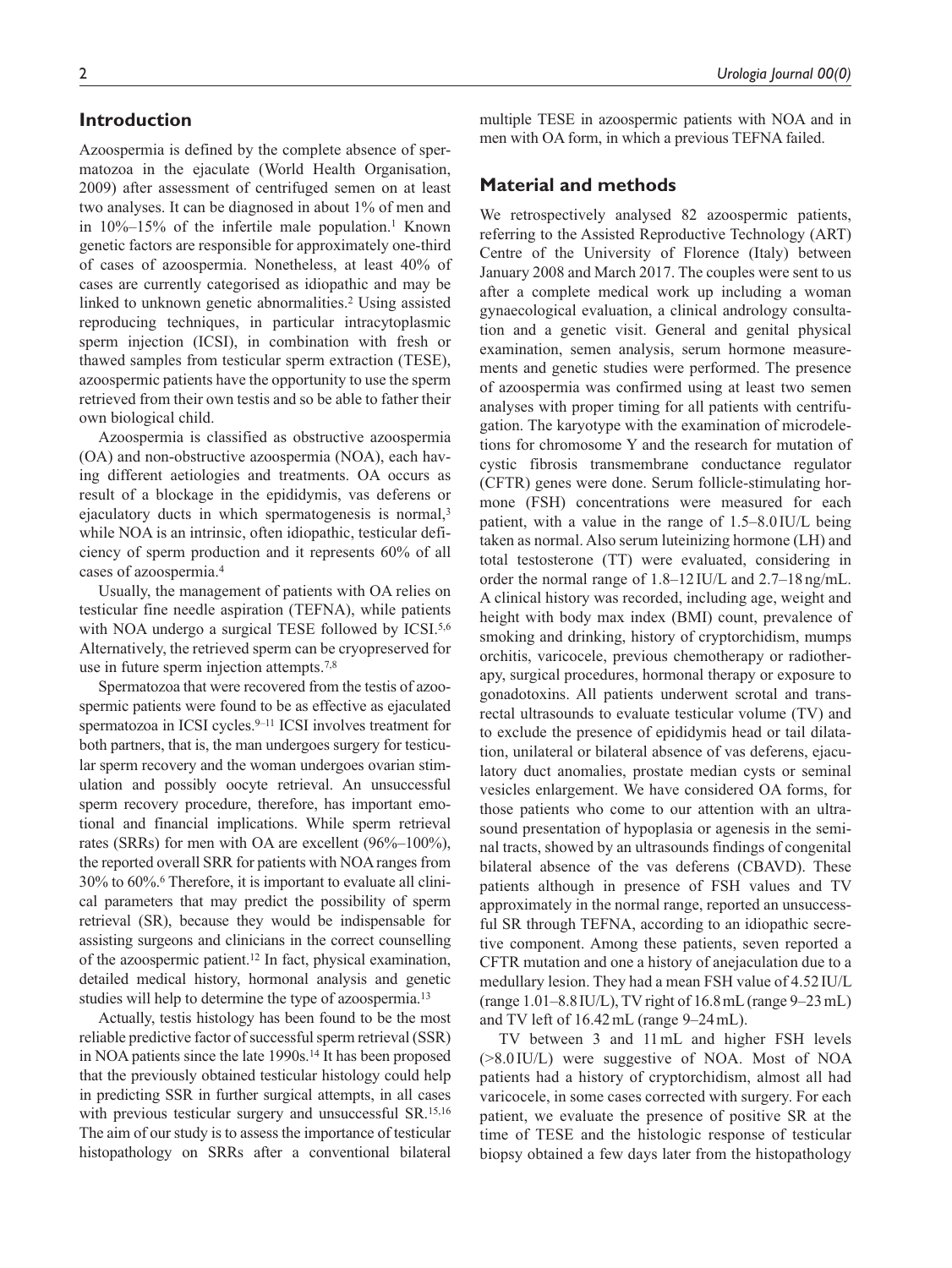## Introduction

Azoospermia is defined by the complete absence of spermatozoa in the ejaculate (World Health Organisation, 2009) after assessment of centrifuged semen on at least two analyses. It can be diagnosed in about 1% of men and in 10%–15% of the infertile male population.[1] Known genetic factors are responsible for approximately one-third of cases of azoospermia. Nonetheless, at least 40% of cases are currently categorised as idiopathic and may be linked to unknown genetic abnormalities.[2] Using assisted reproducing techniques, in particular intracytoplasmic sperm injection (ICSI), in combination with fresh or thawed samples from testicular sperm extraction (TESE), azoospermic patients have the opportunity to use the sperm retrieved from their own testis and so be able to father their own biological child.

Azoospermia is classified as obstructive azoospermia (OA) and non-obstructive azoospermia (NOA), each having different aetiologies and treatments. OA occurs as result of a blockage in the epididymis, vas deferens or ejaculatory ducts in which spermatogenesis is normal,[3] while NOA is an intrinsic, often idiopathic, testicular deficiency of sperm production and it represents 60% of all cases of azoospermia.[4]

Usually, the management of patients with OA relies on testicular fine needle aspiration (TEFNA), while patients with NOA undergo a surgical TESE followed by ICSI.[5,6] Alternatively, the retrieved sperm can be cryopreserved for use in future sperm injection attempts.[7,8]

Spermatozoa that were recovered from the testis of azoospermic patients were found to be as effective as ejaculated spermatozoa in ICSI cycles.[9–11] ICSI involves treatment for both partners, that is, the man undergoes surgery for testicular sperm recovery and the woman undergoes ovarian stimulation and possibly oocyte retrieval. An unsuccessful sperm recovery procedure, therefore, has important emotional and financial implications. While sperm retrieval rates (SRRs) for men with OA are excellent (96%–100%), the reported overall SRR for patients with NOA ranges from 30% to 60%.[6] Therefore, it is important to evaluate all clinical parameters that may predict the possibility of sperm retrieval (SR), because they would be indispensable for assisting surgeons and clinicians in the correct counselling of the azoospermic patient.[12] In fact, physical examination, detailed medical history, hormonal analysis and genetic studies will help to determine the type of azoospermia.[13]

Actually, testis histology has been found to be the most reliable predictive factor of successful sperm retrieval (SSR) in NOA patients since the late 1990s.[14] It has been proposed that the previously obtained testicular histology could help in predicting SSR in further surgical attempts, in all cases with previous testicular surgery and unsuccessful SR.[15,16] The aim of our study is to assess the importance of testicular histopathology on SRRs after a conventional bilateral multiple TESE in azoospermic patients with NOA and in men with OA form, in which a previous TEFNA failed.

## Material and methods

We retrospectively analysed 82 azoospermic patients, referring to the Assisted Reproductive Technology (ART) Centre of the University of Florence (Italy) between January 2008 and March 2017. The couples were sent to us after a complete medical work up including a woman gynaecological evaluation, a clinical andrology consultation and a genetic visit. General and genital physical examination, semen analysis, serum hormone measurements and genetic studies were performed. The presence of azoospermia was confirmed using at least two semen analyses with proper timing for all patients with centrifugation. The karyotype with the examination of microdeletions for chromosome Y and the research for mutation of cystic fibrosis transmembrane conductance regulator (CFTR) genes were done. Serum follicle-stimulating hormone (FSH) concentrations were measured for each patient, with a value in the range of 1.5–8.0 IU/L being taken as normal. Also serum luteinizing hormone (LH) and total testosterone (TT) were evaluated, considering in order the normal range of 1.8–12 IU/L and 2.7–18 ng/mL. A clinical history was recorded, including age, weight and height with body max index (BMI) count, prevalence of smoking and drinking, history of cryptorchidism, mumps orchitis, varicocele, previous chemotherapy or radiotherapy, surgical procedures, hormonal therapy or exposure to gonadotoxins. All patients underwent scrotal and transrectal ultrasounds to evaluate testicular volume (TV) and to exclude the presence of epididymis head or tail dilatation, unilateral or bilateral absence of vas deferens, ejaculatory duct anomalies, prostate median cysts or seminal vesicles enlargement. We have considered OA forms, for those patients who come to our attention with an ultrasound presentation of hypoplasia or agenesis in the seminal tracts, showed by an ultrasounds findings of congenital bilateral absence of the vas deferens (CBAVD). These patients although in presence of FSH values and TV approximately in the normal range, reported an unsuccessful SR through TEFNA, according to an idiopathic secretive component. Among these patients, seven reported a CFTR mutation and one a history of anejaculation due to a medullary lesion. They had a mean FSH value of 4.52 IU/L (range 1.01–8.8 IU/L), TV right of 16.8 mL (range 9–23 mL) and TV left of 16.42 mL (range 9–24 mL).

TV between 3 and 11 mL and higher FSH levels (>8.0 IU/L) were suggestive of NOA. Most of NOA patients had a history of cryptorchidism, almost all had varicocele, in some cases corrected with surgery. For each patient, we evaluate the presence of positive SR at the time of TESE and the histologic response of testicular biopsy obtained a few days later from the histopathology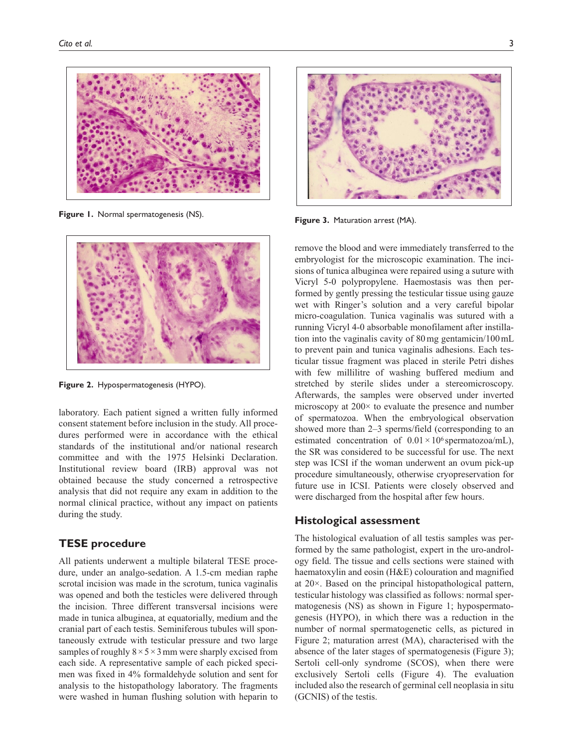Figure 1. Normal spermatogenesis (NS).

Figure 2. Hypospermatogenesis (HYPO).

laboratory. Each patient signed a written fully informed consent statement before inclusion in the study. All procedures performed were in accordance with the ethical standards of the institutional and/or national research committee and with the 1975 Helsinki Declaration. Institutional review board (IRB) approval was not obtained because the study concerned a retrospective analysis that did not require any exam in addition to the normal clinical practice, without any impact on patients during the study.

## TESE procedure

All patients underwent a multiple bilateral TESE procedure, under an analgo-sedation. A 1.5-cm median raphe scrotal incision was made in the scrotum, tunica vaginalis was opened and both the testicles were delivered through the incision. Three different transversal incisions were made in tunica albuginea, at equatorially, medium and the cranial part of each testis. Seminiferous tubules will spontaneously extrude with testicular pressure and two large samples of roughly $8 \times 5 \times 3$ mm were sharply excised from each side. A representative sample of each picked specimen was fixed in 4% formaldehyde solution and sent for analysis to the histopathology laboratory. The fragments were washed in human flushing solution with heparin to remove the blood and were immediately transferred to the embryologist for the microscopic examination. The incisions of tunica albuginea were repaired using a suture with Vicryl 5-0 polypropylene. Haemostasis was then performed by gently pressing the testicular tissue using gauze wet with Ringer's solution and a very careful bipolar micro-coagulation. Tunica vaginalis was sutured with a running Vicryl 4-0 absorbable monofilament after instillation into the vaginalis cavity of 80 mg gentamicin/100 mL to prevent pain and tunica vaginalis adhesions. Each testicular tissue fragment was placed in sterile Petri dishes with few millilitre of washing buffered medium and stretched by sterile slides under a stereomicroscopy. Afterwards, the samples were observed under inverted microscopy at 200× to evaluate the presence and number of spermatozoa. When the embryological observation showed more than 2–3 sperms/field (corresponding to an estimated concentration of $0.01 \times 10^6$ spermatozoa/mL), the SR was considered to be successful for use. The next step was ICSI if the woman underwent an ovum pick-up procedure simultaneously, otherwise cryopreservation for future use in ICSI. Patients were closely observed and were discharged from the hospital after few hours.

Figure 3. Maturation arrest (MA).

## Histological assessment

The histological evaluation of all testis samples was performed by the same pathologist, expert in the uro-andrology field. The tissue and cells sections were stained with haematoxylin and eosin (H&E) colouration and magnified at 20×. Based on the principal histopathological pattern, testicular histology was classified as follows: normal spermatogenesis (NS) as shown in Figure 1; hypospermatogenesis (HYPO), in which there was a reduction in the number of normal spermatogenetic cells, as pictured in Figure 2; maturation arrest (MA), characterised with the absence of the later stages of spermatogenesis (Figure 3); Sertoli cell-only syndrome (SCOS), when there were exclusively Sertoli cells (Figure 4). The evaluation included also the research of germinal cell neoplasia in situ (GCNIS) of the testis.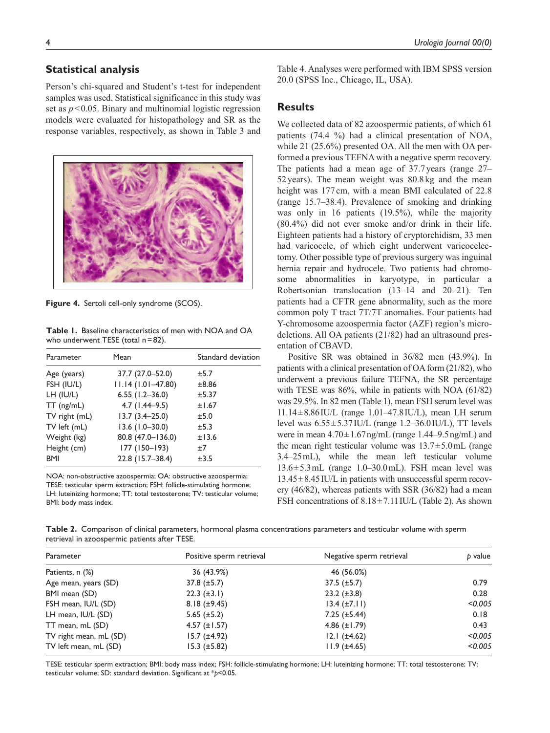## Statistical analysis

Person's chi-squared and Student's t-test for independent samples was used. Statistical significance in this study was set as $p<0.05$. Binary and multinomial logistic regression models were evaluated for histopathology and SR as the response variables, respectively, as shown in Table 3 and Table 4. Analyses were performed with IBM SPSS version 20.0 (SPSS Inc., Chicago, IL, USA).

**Figure 4.** Sertoli cell-only syndrome (SCOS).

**Table 1.** Baseline characteristics of men with NOA and OA who underwent TESE (total n = 82).

| Parameter | Mean | Standard deviation |
|---|---|---|
| Age (years) | 37.7 (27.0–52.0) | ±5.7 |
| FSH (IU/L) | 11.14 (1.01–47.80) | ±8.86 |
| LH (IU/L) | 6.55 (1.2–36.0) | ±5.37 |
| TT (ng/mL) | 4.7 (1.44–9.5) | ±1.67 |
| TV right (mL) | 13.7 (3.4–25.0) | ±5.0 |
| TV left (mL) | 13.6 (1.0–30.0) | ±5.3 |
| Weight (kg) | 80.8 (47.0–136.0) | ±13.6 |
| Height (cm) | 177 (150–193) | ±7 |
| BMI | 22.8 (15.7–38.4) | ±3.5 |

NOA: non-obstructive azoospermia; OA: obstructive azoospermia; TESE: testicular sperm extraction; FSH: follicle-stimulating hormone; LH: luteinizing hormone; TT: total testosterone; TV: testicular volume; BMI: body mass index.

## Results

We collected data of 82 azoospermic patients, of which 61 patients (74.4 %) had a clinical presentation of NOA, while 21 (25.6%) presented OA. All the men with OA performed a previous TEFNA with a negative sperm recovery. The patients had a mean age of 37.7 years (range 27–52 years). The mean weight was 80.8 kg and the mean height was 177 cm, with a mean BMI calculated of 22.8 (range 15.7–38.4). Prevalence of smoking and drinking was only in 16 patients (19.5%), while the majority (80.4%) did not ever smoke and/or drink in their life. Eighteen patients had a history of cryptorchidism, 33 men had varicocele, of which eight underwent varicocelectomy. Other possible type of previous surgery was inguinal hernia repair and hydrocele. Two patients had chromosome abnormalities in karyotype, in particular a Robertsonian translocation (13–14 and 20–21). Ten patients had a CFTR gene abnormality, such as the more common poly T tract 7T/7T anomalies. Four patients had Y-chromosome azoospermia factor (AZF) region's microdeletions. All OA patients (21/82) had an ultrasound presentation of CBAVD.

Positive SR was obtained in 36/82 men (43.9%). In patients with a clinical presentation of OA form (21/82), who underwent a previous failure TEFNA, the SR percentage with TESE was 86%, while in patients with NOA (61/82) was 29.5%. In 82 men (Table 1), mean FSH serum level was 11.14 ± 8.86 IU/L (range 1.01–47.8 IU/L), mean LH serum level was 6.55 ± 5.37 IU/L (range 1.2–36.0 IU/L), TT levels were in mean 4.70 ± 1.67 ng/mL (range 1.44–9.5 ng/mL) and the mean right testicular volume was 13.7 ± 5.0 mL (range 3.4–25 mL), while the mean left testicular volume 13.6 ± 5.3 mL (range 1.0–30.0 mL). FSH mean level was 13.45 ± 8.45 IU/L in patients with unsuccessful sperm recovery (46/82), whereas patients with SSR (36/82) had a mean FSH concentrations of 8.18 ± 7.11 IU/L (Table 2). As shown

**Table 2.** Comparison of clinical parameters, hormonal plasma concentrations parameters and testicular volume with sperm retrieval in azoospermic patients after TESE.

| Parameter | Positive sperm retrieval | Negative sperm retrieval | *p* value |
|---|---|---|---|
| Patients, n (%) | 36 (43.9%) | 46 (56.0%) | |
| Age mean, years (SD) | 37.8 (±5.7) | 37.5 (±5.7) | 0.79 |
| BMI mean (SD) | 22.3 (±3.1) | 23.2 (±3.8) | 0.28 |
| FSH mean, IU/L (SD) | 8.18 (±9.45) | 13.4 (±7.11) | *<0.005* |
| LH mean, IU/L (SD) | 5.65 (±5.2) | 7.25 (±5.44) | 0.18 |
| TT mean, mL (SD) | 4.57 (±1.57) | 4.86 (±1.79) | 0.43 |
| TV right mean, mL (SD) | 15.7 (±4.92) | 12.1 (±4.62) | *<0.005* |
| TV left mean, mL (SD) | 15.3 (±5.82) | 11.9 (±4.65) | *<0.005* |

TESE: testicular sperm extraction; BMI: body mass index; FSH: follicle-stimulating hormone; LH: luteinizing hormone; TT: total testosterone; TV: testicular volume; SD: standard deviation. Significant at \**p*<0.05.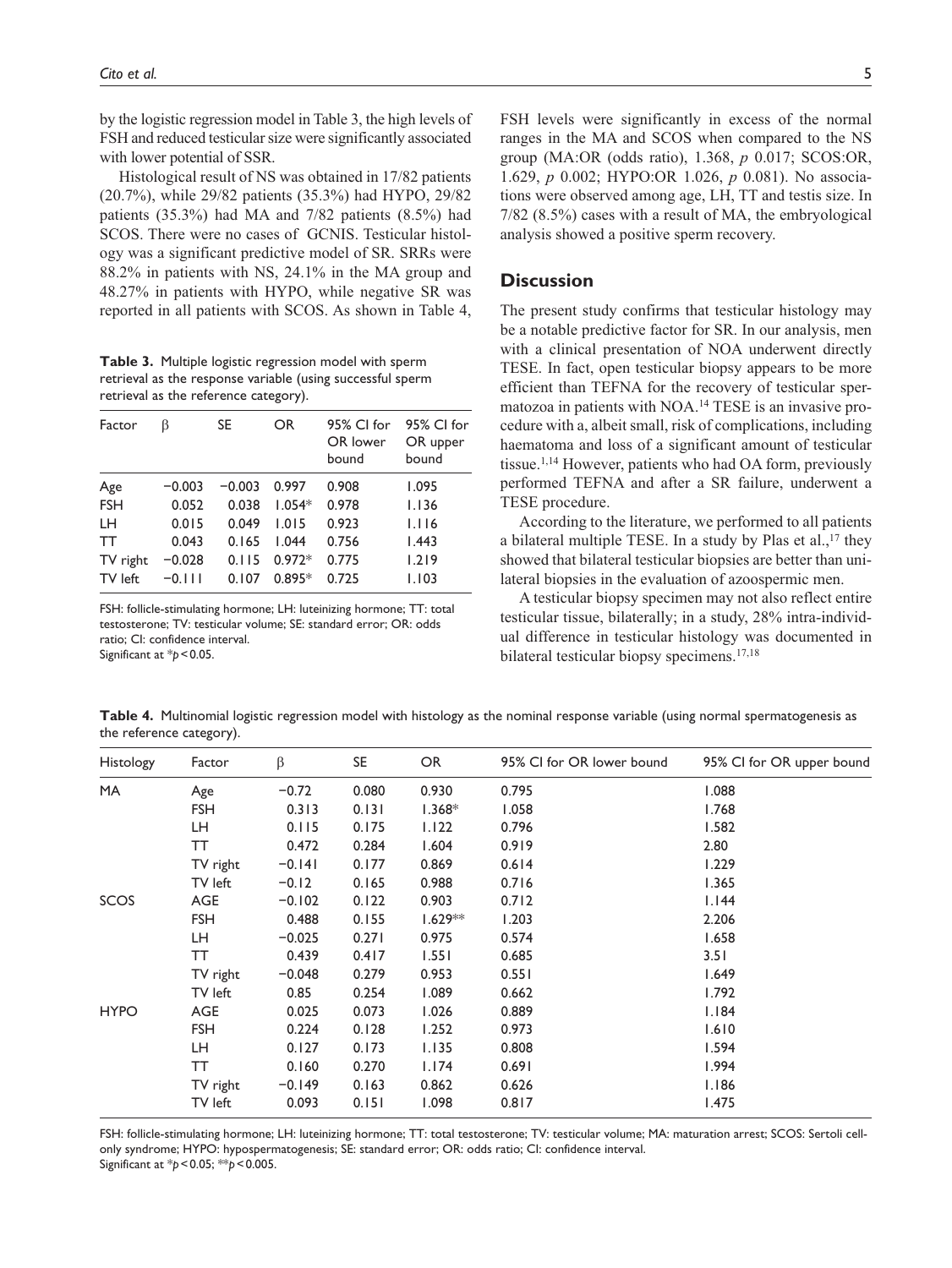by the logistic regression model in Table 3, the high levels of FSH and reduced testicular size were significantly associated with lower potential of SSR.

Histological result of NS was obtained in 17/82 patients (20.7%), while 29/82 patients (35.3%) had HYPO, 29/82 patients (35.3%) had MA and 7/82 patients (8.5%) had SCOS. There were no cases of GCNIS. Testicular histology was a significant predictive model of SR. SRRs were 88.2% in patients with NS, 24.1% in the MA group and 48.27% in patients with HYPO, while negative SR was reported in all patients with SCOS. As shown in Table 4, FSH levels were significantly in excess of the normal ranges in the MA and SCOS when compared to the NS group (MA:OR (odds ratio), 1.368, *p* 0.017; SCOS:OR, 1.629, *p* 0.002; HYPO:OR 1.026, *p* 0.081). No associations were observed among age, LH, TT and testis size. In 7/82 (8.5%) cases with a result of MA, the embryological analysis showed a positive sperm recovery.

**Table 3.** Multiple logistic regression model with sperm retrieval as the response variable (using successful sperm retrieval as the reference category).

| Factor | β | SE | OR | 95% CI for OR lower bound | 95% CI for OR upper bound |
|---|---|---|---|---|---|
| Age | −0.003 | −0.003 | 0.997 | 0.908 | 1.095 |
| FSH | 0.052 | 0.038 | 1.054* | 0.978 | 1.136 |
| LH | 0.015 | 0.049 | 1.015 | 0.923 | 1.116 |
| TT | 0.043 | 0.165 | 1.044 | 0.756 | 1.443 |
| TV right | −0.028 | 0.115 | 0.972* | 0.775 | 1.219 |
| TV left | −0.111 | 0.107 | 0.895* | 0.725 | 1.103 |

FSH: follicle-stimulating hormone; LH: luteinizing hormone; TT: total testosterone; TV: testicular volume; SE: standard error; OR: odds ratio; CI: confidence interval.
Significant at *$p<0.05$.

## Discussion

The present study confirms that testicular histology may be a notable predictive factor for SR. In our analysis, men with a clinical presentation of NOA underwent directly TESE. In fact, open testicular biopsy appears to be more efficient than TEFNA for the recovery of testicular spermatozoa in patients with NOA.[14] TESE is an invasive procedure with a, albeit small, risk of complications, including haematoma and loss of a significant amount of testicular tissue.[1,14] However, patients who had OA form, previously performed TEFNA and after a SR failure, underwent a TESE procedure.

According to the literature, we performed to all patients a bilateral multiple TESE. In a study by Plas et al.,[17] they showed that bilateral testicular biopsies are better than unilateral biopsies in the evaluation of azoospermic men.

A testicular biopsy specimen may not also reflect entire testicular tissue, bilaterally; in a study, 28% intra-individual difference in testicular histology was documented in bilateral testicular biopsy specimens.[17,18]

**Table 4.** Multinomial logistic regression model with histology as the nominal response variable (using normal spermatogenesis as the reference category).

| Histology | Factor | β | SE | OR | 95% CI for OR lower bound | 95% CI for OR upper bound |
|---|---|---|---|---|---|---|
| MA | Age | −0.72 | 0.080 | 0.930 | 0.795 | 1.088 |
| | FSH | 0.313 | 0.131 | 1.368* | 1.058 | 1.768 |
| | LH | 0.115 | 0.175 | 1.122 | 0.796 | 1.582 |
| | TT | 0.472 | 0.284 | 1.604 | 0.919 | 2.80 |
| | TV right | −0.141 | 0.177 | 0.869 | 0.614 | 1.229 |
| | TV left | −0.12 | 0.165 | 0.988 | 0.716 | 1.365 |
| SCOS | AGE | −0.102 | 0.122 | 0.903 | 0.712 | 1.144 |
| | FSH | 0.488 | 0.155 | 1.629** | 1.203 | 2.206 |
| | LH | −0.025 | 0.271 | 0.975 | 0.574 | 1.658 |
| | TT | 0.439 | 0.417 | 1.551 | 0.685 | 3.51 |
| | TV right | −0.048 | 0.279 | 0.953 | 0.551 | 1.649 |
| | TV left | 0.85 | 0.254 | 1.089 | 0.662 | 1.792 |
| HYPO | AGE | 0.025 | 0.073 | 1.026 | 0.889 | 1.184 |
| | FSH | 0.224 | 0.128 | 1.252 | 0.973 | 1.610 |
| | LH | 0.127 | 0.173 | 1.135 | 0.808 | 1.594 |
| | TT | 0.160 | 0.270 | 1.174 | 0.691 | 1.994 |
| | TV right | −0.149 | 0.163 | 0.862 | 0.626 | 1.186 |
| | TV left | 0.093 | 0.151 | 1.098 | 0.817 | 1.475 |

FSH: follicle-stimulating hormone; LH: luteinizing hormone; TT: total testosterone; TV: testicular volume; MA: maturation arrest; SCOS: Sertoli cell-only syndrome; HYPO: hypospermatogenesis; SE: standard error; OR: odds ratio; CI: confidence interval.
Significant at *$p<0.05$; **$p<0.005$.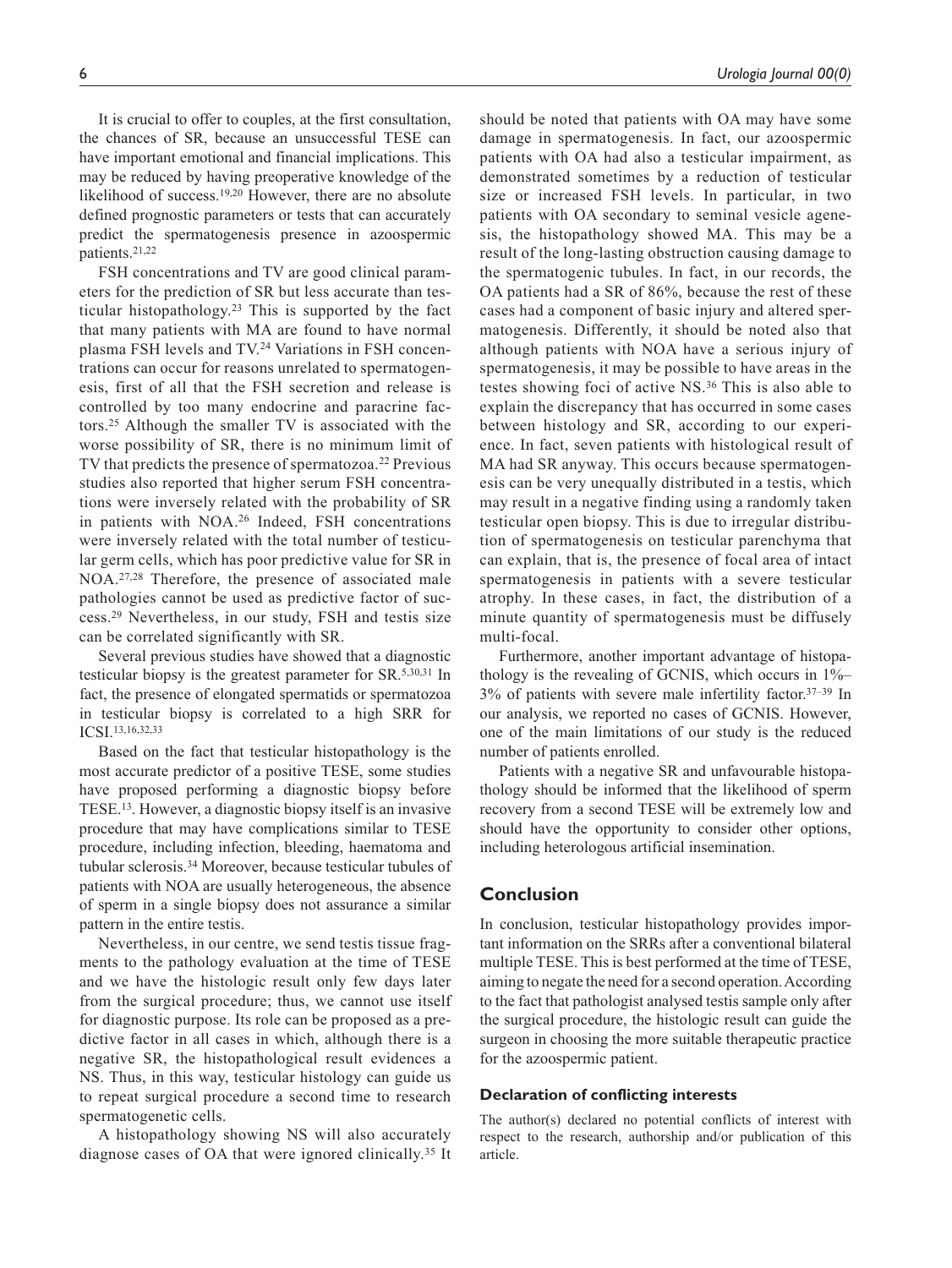It is crucial to offer to couples, at the first consultation, the chances of SR, because an unsuccessful TESE can have important emotional and financial implications. This may be reduced by having preoperative knowledge of the likelihood of success.[19,20] However, there are no absolute defined prognostic parameters or tests that can accurately predict the spermatogenesis presence in azoospermic patients.[21,22]

FSH concentrations and TV are good clinical parameters for the prediction of SR but less accurate than testicular histopathology.[23] This is supported by the fact that many patients with MA are found to have normal plasma FSH levels and TV.[24] Variations in FSH concentrations can occur for reasons unrelated to spermatogenesis, first of all that the FSH secretion and release is controlled by too many endocrine and paracrine factors.[25] Although the smaller TV is associated with the worse possibility of SR, there is no minimum limit of TV that predicts the presence of spermatozoa.[22] Previous studies also reported that higher serum FSH concentrations were inversely related with the probability of SR in patients with NOA.[26] Indeed, FSH concentrations were inversely related with the total number of testicular germ cells, which has poor predictive value for SR in NOA.[27,28] Therefore, the presence of associated male pathologies cannot be used as predictive factor of success.[29] Nevertheless, in our study, FSH and testis size can be correlated significantly with SR.

Several previous studies have showed that a diagnostic testicular biopsy is the greatest parameter for SR.[5,30,31] In fact, the presence of elongated spermatids or spermatozoa in testicular biopsy is correlated to a high SRR for ICSI.[13,16,32,33]

Based on the fact that testicular histopathology is the most accurate predictor of a positive TESE, some studies have proposed performing a diagnostic biopsy before TESE.[13]. However, a diagnostic biopsy itself is an invasive procedure that may have complications similar to TESE procedure, including infection, bleeding, haematoma and tubular sclerosis.[34] Moreover, because testicular tubules of patients with NOA are usually heterogeneous, the absence of sperm in a single biopsy does not assurance a similar pattern in the entire testis.

Nevertheless, in our centre, we send testis tissue fragments to the pathology evaluation at the time of TESE and we have the histologic result only few days later from the surgical procedure; thus, we cannot use itself for diagnostic purpose. Its role can be proposed as a predictive factor in all cases in which, although there is a negative SR, the histopathological result evidences a NS. Thus, in this way, testicular histology can guide us to repeat surgical procedure a second time to research spermatogenetic cells.

A histopathology showing NS will also accurately diagnose cases of OA that were ignored clinically.[35] It should be noted that patients with OA may have some damage in spermatogenesis. In fact, our azoospermic patients with OA had also a testicular impairment, as demonstrated sometimes by a reduction of testicular size or increased FSH levels. In particular, in two patients with OA secondary to seminal vesicle agenesis, the histopathology showed MA. This may be a result of the long-lasting obstruction causing damage to the spermatogenic tubules. In fact, in our records, the OA patients had a SR of 86%, because the rest of these cases had a component of basic injury and altered spermatogenesis. Differently, it should be noted also that although patients with NOA have a serious injury of spermatogenesis, it may be possible to have areas in the testes showing foci of active NS.[36] This is also able to explain the discrepancy that has occurred in some cases between histology and SR, according to our experience. In fact, seven patients with histological result of MA had SR anyway. This occurs because spermatogenesis can be very unequally distributed in a testis, which may result in a negative finding using a randomly taken testicular open biopsy. This is due to irregular distribution of spermatogenesis on testicular parenchyma that can explain, that is, the presence of focal area of intact spermatogenesis in patients with a severe testicular atrophy. In these cases, in fact, the distribution of a minute quantity of spermatogenesis must be diffusely multi-focal.

Furthermore, another important advantage of histopathology is the revealing of GCNIS, which occurs in 1%–3% of patients with severe male infertility factor.[37–39] In our analysis, we reported no cases of GCNIS. However, one of the main limitations of our study is the reduced number of patients enrolled.

Patients with a negative SR and unfavourable histopathology should be informed that the likelihood of sperm recovery from a second TESE will be extremely low and should have the opportunity to consider other options, including heterologous artificial insemination.

## Conclusion

In conclusion, testicular histopathology provides important information on the SRRs after a conventional bilateral multiple TESE. This is best performed at the time of TESE, aiming to negate the need for a second operation. According to the fact that pathologist analysed testis sample only after the surgical procedure, the histologic result can guide the surgeon in choosing the more suitable therapeutic practice for the azoospermic patient.

### Declaration of conflicting interests

The author(s) declared no potential conflicts of interest with respect to the research, authorship and/or publication of this article.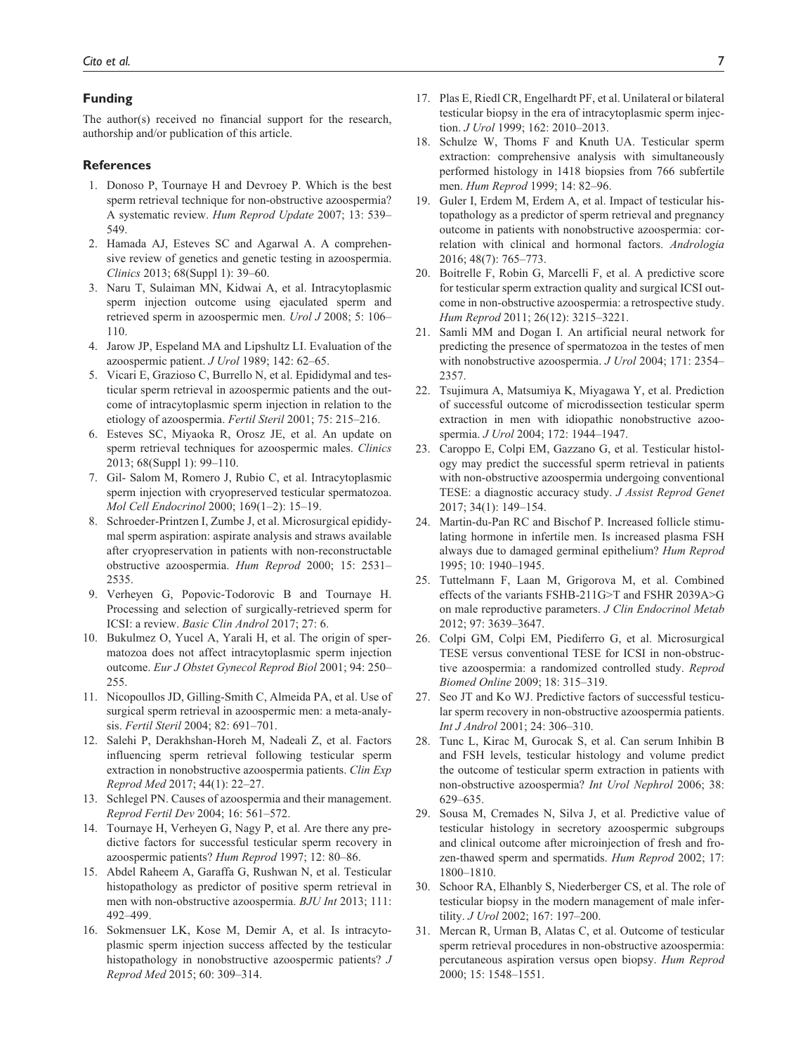## Funding

The author(s) received no financial support for the research, authorship and/or publication of this article.

## References

1. Donoso P, Tournaye H and Devroey P. Which is the best sperm retrieval technique for non-obstructive azoospermia? A systematic review. *Hum Reprod Update* 2007; 13: 539–549.
2. Hamada AJ, Esteves SC and Agarwal A. A comprehensive review of genetics and genetic testing in azoospermia. *Clinics* 2013; 68(Suppl 1): 39–60.
3. Naru T, Sulaiman MN, Kidwai A, et al. Intracytoplasmic sperm injection outcome using ejaculated sperm and retrieved sperm in azoospermic men. *Urol J* 2008; 5: 106–110.
4. Jarow JP, Espeland MA and Lipshultz LI. Evaluation of the azoospermic patient. *J Urol* 1989; 142: 62–65.
5. Vicari E, Grazioso C, Burrello N, et al. Epididymal and testicular sperm retrieval in azoospermic patients and the outcome of intracytoplasmic sperm injection in relation to the etiology of azoospermia. *Fertil Steril* 2001; 75: 215–216.
6. Esteves SC, Miyaoka R, Orosz JE, et al. An update on sperm retrieval techniques for azoospermic males. *Clinics* 2013; 68(Suppl 1): 99–110.
7. Gil- Salom M, Romero J, Rubio C, et al. Intracytoplasmic sperm injection with cryopreserved testicular spermatozoa. *Mol Cell Endocrinol* 2000; 169(1–2): 15–19.
8. Schroeder-Printzen I, Zumbe J, et al. Microsurgical epididymal sperm aspiration: aspirate analysis and straws available after cryopreservation in patients with non-reconstructable obstructive azoospermia. *Hum Reprod* 2000; 15: 2531–2535.
9. Verheyen G, Popovic-Todorovic B and Tournaye H. Processing and selection of surgically-retrieved sperm for ICSI: a review. *Basic Clin Androl* 2017; 27: 6.
10. Bukulmez O, Yucel A, Yarali H, et al. The origin of spermatozoa does not affect intracytoplasmic sperm injection outcome. *Eur J Obstet Gynecol Reprod Biol* 2001; 94: 250–255.
11. Nicopoullos JD, Gilling-Smith C, Almeida PA, et al. Use of surgical sperm retrieval in azoospermic men: a meta-analysis. *Fertil Steril* 2004; 82: 691–701.
12. Salehi P, Derakhshan-Horeh M, Nadeali Z, et al. Factors influencing sperm retrieval following testicular sperm extraction in nonobstructive azoospermia patients. *Clin Exp Reprod Med* 2017; 44(1): 22–27.
13. Schlegel PN. Causes of azoospermia and their management. *Reprod Fertil Dev* 2004; 16: 561–572.
14. Tournaye H, Verheyen G, Nagy P, et al. Are there any predictive factors for successful testicular sperm recovery in azoospermic patients? *Hum Reprod* 1997; 12: 80–86.
15. Abdel Raheem A, Garaffa G, Rushwan N, et al. Testicular histopathology as predictor of positive sperm retrieval in men with non-obstructive azoospermia. *BJU Int* 2013; 111: 492–499.
16. Sokmensuer LK, Kose M, Demir A, et al. Is intracytoplasmic sperm injection success affected by the testicular histopathology in nonobstructive azoospermic patients? *J Reprod Med* 2015; 60: 309–314.
17. Plas E, Riedl CR, Engelhardt PF, et al. Unilateral or bilateral testicular biopsy in the era of intracytoplasmic sperm injection. *J Urol* 1999; 162: 2010–2013.
18. Schulze W, Thoms F and Knuth UA. Testicular sperm extraction: comprehensive analysis with simultaneously performed histology in 1418 biopsies from 766 subfertile men. *Hum Reprod* 1999; 14: 82–96.
19. Guler I, Erdem M, Erdem A, et al. Impact of testicular histopathology as a predictor of sperm retrieval and pregnancy outcome in patients with nonobstructive azoospermia: correlation with clinical and hormonal factors. *Andrologia* 2016; 48(7): 765–773.
20. Boitrelle F, Robin G, Marcelli F, et al. A predictive score for testicular sperm extraction quality and surgical ICSI outcome in non-obstructive azoospermia: a retrospective study. *Hum Reprod* 2011; 26(12): 3215–3221.
21. Samli MM and Dogan I. An artificial neural network for predicting the presence of spermatozoa in the testes of men with nonobstructive azoospermia. *J Urol* 2004; 171: 2354–2357.
22. Tsujimura A, Matsumiya K, Miyagawa Y, et al. Prediction of successful outcome of microdissection testicular sperm extraction in men with idiopathic nonobstructive azoospermia. *J Urol* 2004; 172: 1944–1947.
23. Caroppo E, Colpi EM, Gazzano G, et al. Testicular histology may predict the successful sperm retrieval in patients with non-obstructive azoospermia undergoing conventional TESE: a diagnostic accuracy study. *J Assist Reprod Genet* 2017; 34(1): 149–154.
24. Martin-du-Pan RC and Bischof P. Increased follicle stimulating hormone in infertile men. Is increased plasma FSH always due to damaged germinal epithelium? *Hum Reprod* 1995; 10: 1940–1945.
25. Tuttelmann F, Laan M, Grigorova M, et al. Combined effects of the variants FSHB-211G>T and FSHR 2039A>G on male reproductive parameters. *J Clin Endocrinol Metab* 2012; 97: 3639–3647.
26. Colpi GM, Colpi EM, Piediferro G, et al. Microsurgical TESE versus conventional TESE for ICSI in non-obstructive azoospermia: a randomized controlled study. *Reprod Biomed Online* 2009; 18: 315–319.
27. Seo JT and Ko WJ. Predictive factors of successful testicular sperm recovery in non-obstructive azoospermia patients. *Int J Androl* 2001; 24: 306–310.
28. Tunc L, Kirac M, Gurocak S, et al. Can serum Inhibin B and FSH levels, testicular histology and volume predict the outcome of testicular sperm extraction in patients with non-obstructive azoospermia? *Int Urol Nephrol* 2006; 38: 629–635.
29. Sousa M, Cremades N, Silva J, et al. Predictive value of testicular histology in secretory azoospermic subgroups and clinical outcome after microinjection of fresh and frozen-thawed sperm and spermatids. *Hum Reprod* 2002; 17: 1800–1810.
30. Schoor RA, Elhanbly S, Niederberger CS, et al. The role of testicular biopsy in the modern management of male infertility. *J Urol* 2002; 167: 197–200.
31. Mercan R, Urman B, Alatas C, et al. Outcome of testicular sperm retrieval procedures in non-obstructive azoospermia: percutaneous aspiration versus open biopsy. *Hum Reprod* 2000; 15: 1548–1551.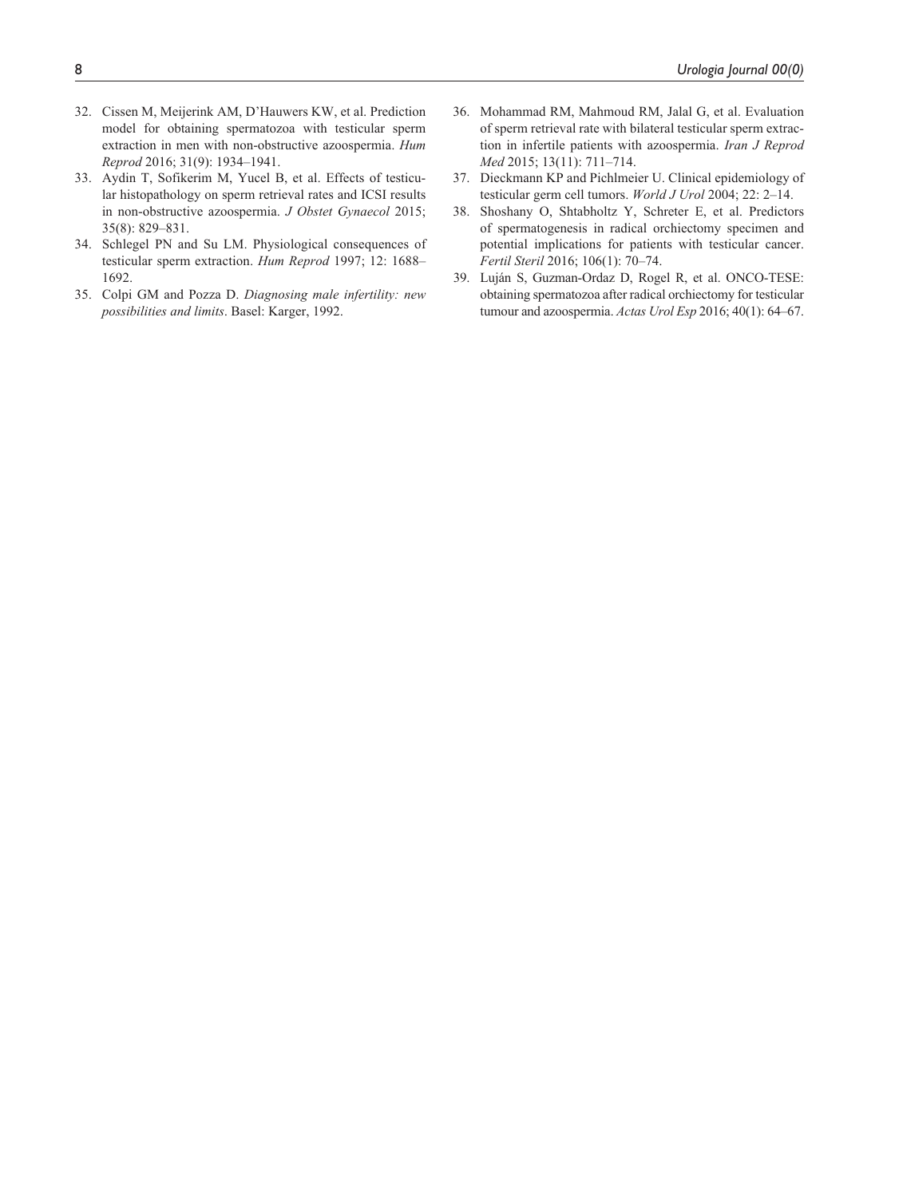32. Cissen M, Meijerink AM, D'Hauwers KW, et al. Prediction model for obtaining spermatozoa with testicular sperm extraction in men with non-obstructive azoospermia. *Hum Reprod* 2016; 31(9): 1934–1941.
33. Aydin T, Sofikerim M, Yucel B, et al. Effects of testicular histopathology on sperm retrieval rates and ICSI results in non-obstructive azoospermia. *J Obstet Gynaecol* 2015; 35(8): 829–831.
34. Schlegel PN and Su LM. Physiological consequences of testicular sperm extraction. *Hum Reprod* 1997; 12: 1688–1692.
35. Colpi GM and Pozza D. *Diagnosing male infertility: new possibilities and limits*. Basel: Karger, 1992.
36. Mohammad RM, Mahmoud RM, Jalal G, et al. Evaluation of sperm retrieval rate with bilateral testicular sperm extraction in infertile patients with azoospermia. *Iran J Reprod Med* 2015; 13(11): 711–714.
37. Dieckmann KP and Pichlmeier U. Clinical epidemiology of testicular germ cell tumors. *World J Urol* 2004; 22: 2–14.
38. Shoshany O, Shtabholtz Y, Schreter E, et al. Predictors of spermatogenesis in radical orchiectomy specimen and potential implications for patients with testicular cancer. *Fertil Steril* 2016; 106(1): 70–74.
39. Luján S, Guzman-Ordaz D, Rogel R, et al. ONCO-TESE: obtaining spermatozoa after radical orchiectomy for testicular tumour and azoospermia. *Actas Urol Esp* 2016; 40(1): 64–67.